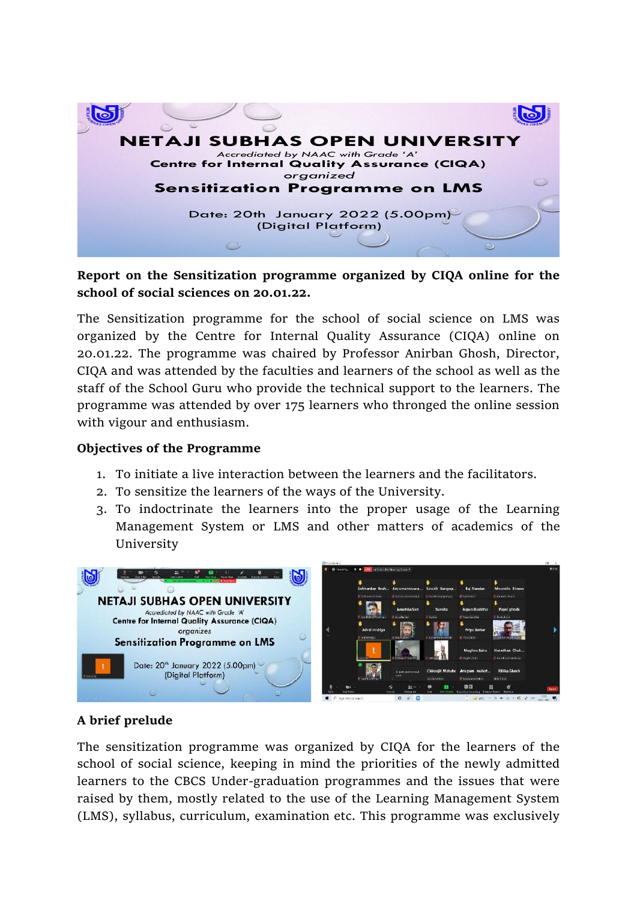NETAJI SUBHAS OPEN UNIVERSITY

*Accrediated by NAAC with Grade 'A'*

**Centre for Internal Quality Assurance (CIQA)**

*organized*

**Sensitization Programme on LMS**

Date: 20th January 2022 (5.00pm)
(Digital Platform)

**Report on the Sensitization programme organized by CIQA online for the school of social sciences on 20.01.22.**

The Sensitization programme for the school of social science on LMS was organized by the Centre for Internal Quality Assurance (CIQA) online on 20.01.22. The programme was chaired by Professor Anirban Ghosh, Director, CIQA and was attended by the faculties and learners of the school as well as the staff of the School Guru who provide the technical support to the learners. The programme was attended by over 175 learners who thronged the online session with vigour and enthusiasm.

**Objectives of the Programme**

1. To initiate a live interaction between the learners and the facilitators.
2. To sensitize the learners of the ways of the University.
3. To indoctrinate the learners into the proper usage of the Learning Management System or LMS and other matters of academics of the University

**A brief prelude**

The sensitization programme was organized by CIQA for the learners of the school of social science, keeping in mind the priorities of the newly admitted learners to the CBCS Under-graduation programmes and the issues that were raised by them, mostly related to the use of the Learning Management System (LMS), syllabus, curriculum, examination etc. This programme was exclusively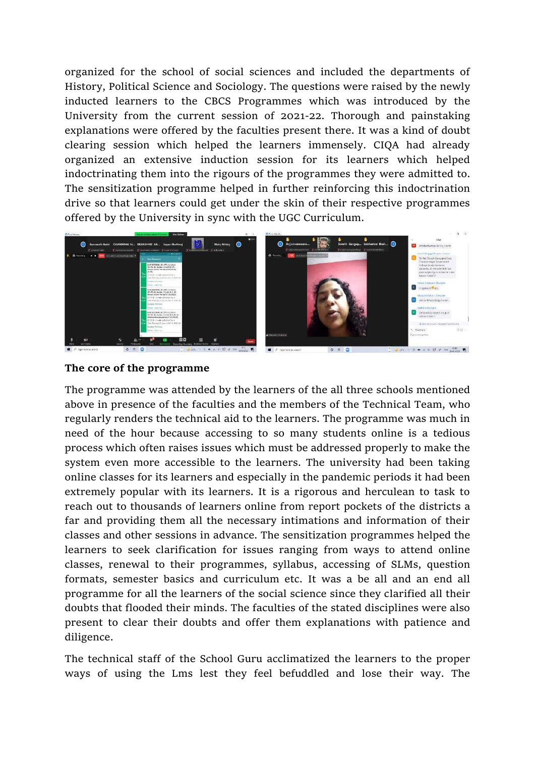organized for the school of social sciences and included the departments of History, Political Science and Sociology. The questions were raised by the newly inducted learners to the CBCS Programmes which was introduced by the University from the current session of 2021-22. Thorough and painstaking explanations were offered by the faculties present there. It was a kind of doubt clearing session which helped the learners immensely. CIQA had already organized an extensive induction session for its learners which helped indoctrinating them into the rigours of the programmes they were admitted to. The sensitization programme helped in further reinforcing this indoctrination drive so that learners could get under the skin of their respective programmes offered by the University in sync with the UGC Curriculum.

**The core of the programme**

The programme was attended by the learners of the all three schools mentioned above in presence of the faculties and the members of the Technical Team, who regularly renders the technical aid to the learners. The programme was much in need of the hour because accessing to so many students online is a tedious process which often raises issues which must be addressed properly to make the system even more accessible to the learners. The university had been taking online classes for its learners and especially in the pandemic periods it had been extremely popular with its learners. It is a rigorous and herculean to task to reach out to thousands of learners online from report pockets of the districts a far and providing them all the necessary intimations and information of their classes and other sessions in advance. The sensitization programmes helped the learners to seek clarification for issues ranging from ways to attend online classes, renewal to their programmes, syllabus, accessing of SLMs, question formats, semester basics and curriculum etc. It was a be all and an end all programme for all the learners of the social science since they clarified all their doubts that flooded their minds. The faculties of the stated disciplines were also present to clear their doubts and offer them explanations with patience and diligence.

The technical staff of the School Guru acclimatized the learners to the proper ways of using the Lms lest they feel befuddled and lose their way. The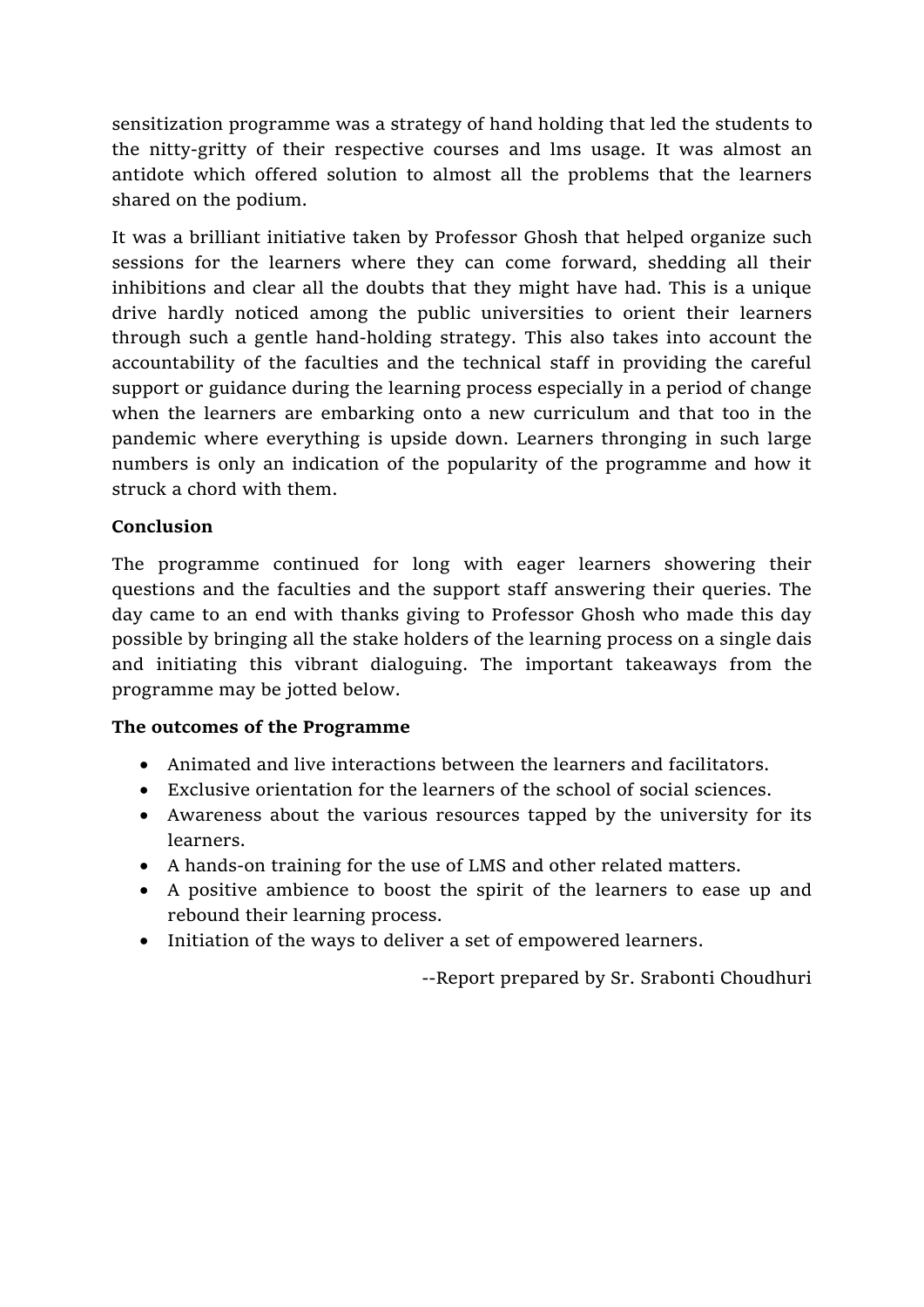sensitization programme was a strategy of hand holding that led the students to the nitty-gritty of their respective courses and lms usage. It was almost an antidote which offered solution to almost all the problems that the learners shared on the podium.

It was a brilliant initiative taken by Professor Ghosh that helped organize such sessions for the learners where they can come forward, shedding all their inhibitions and clear all the doubts that they might have had. This is a unique drive hardly noticed among the public universities to orient their learners through such a gentle hand-holding strategy. This also takes into account the accountability of the faculties and the technical staff in providing the careful support or guidance during the learning process especially in a period of change when the learners are embarking onto a new curriculum and that too in the pandemic where everything is upside down. Learners thronging in such large numbers is only an indication of the popularity of the programme and how it struck a chord with them.

**Conclusion**

The programme continued for long with eager learners showering their questions and the faculties and the support staff answering their queries. The day came to an end with thanks giving to Professor Ghosh who made this day possible by bringing all the stake holders of the learning process on a single dais and initiating this vibrant dialoguing. The important takeaways from the programme may be jotted below.

**The outcomes of the Programme**

- Animated and live interactions between the learners and facilitators.
- Exclusive orientation for the learners of the school of social sciences.
- Awareness about the various resources tapped by the university for its learners.
- A hands-on training for the use of LMS and other related matters.
- A positive ambience to boost the spirit of the learners to ease up and rebound their learning process.
- Initiation of the ways to deliver a set of empowered learners.

--Report prepared by Sr. Srabonti Choudhuri